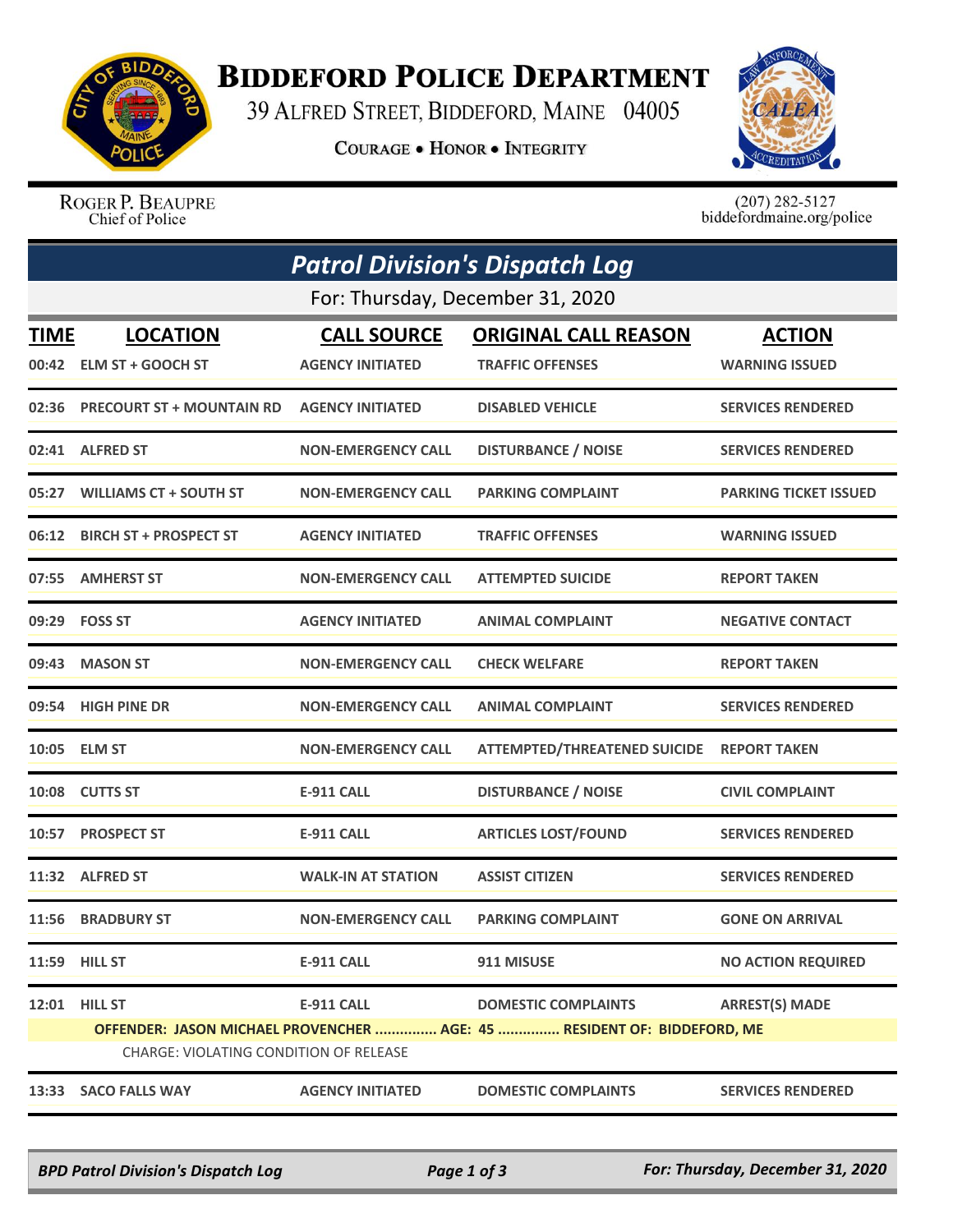# Biddeford Police Department

39 Alfred Street, Biddeford, Maine 04005

**Courage • Honor • Integrity**

Roger P. Beaupre
Chief of Police

(207) 282-5127
biddefordmaine.org/police

## *Patrol Division's Dispatch Log*

For: Thursday, December 31, 2020

| TIME | LOCATION | CALL SOURCE | ORIGINAL CALL REASON | ACTION |
|---|---|---|---|---|
| 00:42 | ELM ST + GOOCH ST | AGENCY INITIATED | TRAFFIC OFFENSES | WARNING ISSUED |
| 02:36 | PRECOURT ST + MOUNTAIN RD | AGENCY INITIATED | DISABLED VEHICLE | SERVICES RENDERED |
| 02:41 | ALFRED ST | NON-EMERGENCY CALL | DISTURBANCE / NOISE | SERVICES RENDERED |
| 05:27 | WILLIAMS CT + SOUTH ST | NON-EMERGENCY CALL | PARKING COMPLAINT | PARKING TICKET ISSUED |
| 06:12 | BIRCH ST + PROSPECT ST | AGENCY INITIATED | TRAFFIC OFFENSES | WARNING ISSUED |
| 07:55 | AMHERST ST | NON-EMERGENCY CALL | ATTEMPTED SUICIDE | REPORT TAKEN |
| 09:29 | FOSS ST | AGENCY INITIATED | ANIMAL COMPLAINT | NEGATIVE CONTACT |
| 09:43 | MASON ST | NON-EMERGENCY CALL | CHECK WELFARE | REPORT TAKEN |
| 09:54 | HIGH PINE DR | NON-EMERGENCY CALL | ANIMAL COMPLAINT | SERVICES RENDERED |
| 10:05 | ELM ST | NON-EMERGENCY CALL | ATTEMPTED/THREATENED SUICIDE | REPORT TAKEN |
| 10:08 | CUTTS ST | E-911 CALL | DISTURBANCE / NOISE | CIVIL COMPLAINT |
| 10:57 | PROSPECT ST | E-911 CALL | ARTICLES LOST/FOUND | SERVICES RENDERED |
| 11:32 | ALFRED ST | WALK-IN AT STATION | ASSIST CITIZEN | SERVICES RENDERED |
| 11:56 | BRADBURY ST | NON-EMERGENCY CALL | PARKING COMPLAINT | GONE ON ARRIVAL |
| 11:59 | HILL ST | E-911 CALL | 911 MISUSE | NO ACTION REQUIRED |
| 12:01 | HILL ST | E-911 CALL | DOMESTIC COMPLAINTS | ARREST(S) MADE |
| | OFFENDER: JASON MICHAEL PROVENCHER ............... AGE: 45 ............... RESIDENT OF: BIDDEFORD, ME | | | |
| | CHARGE: VIOLATING CONDITION OF RELEASE | | | |
| 13:33 | SACO FALLS WAY | AGENCY INITIATED | DOMESTIC COMPLAINTS | SERVICES RENDERED |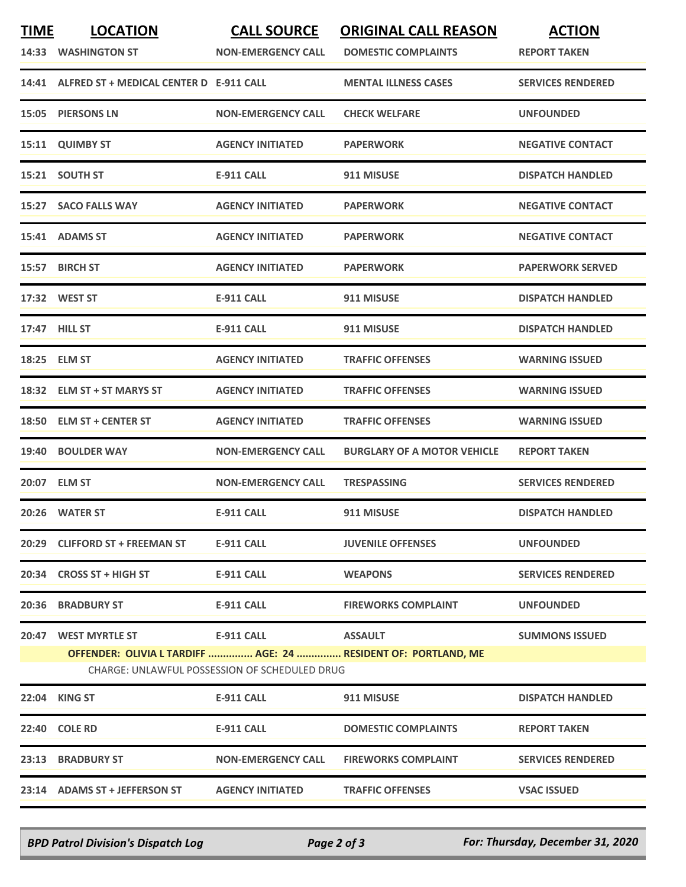| TIME | LOCATION | CALL SOURCE | ORIGINAL CALL REASON | ACTION |
|---|---|---|---|---|
| 14:33 | WASHINGTON ST | NON-EMERGENCY CALL | DOMESTIC COMPLAINTS | REPORT TAKEN |
| 14:41 | ALFRED ST + MEDICAL CENTER D | E-911 CALL | MENTAL ILLNESS CASES | SERVICES RENDERED |
| 15:05 | PIERSONS LN | NON-EMERGENCY CALL | CHECK WELFARE | UNFOUNDED |
| 15:11 | QUIMBY ST | AGENCY INITIATED | PAPERWORK | NEGATIVE CONTACT |
| 15:21 | SOUTH ST | E-911 CALL | 911 MISUSE | DISPATCH HANDLED |
| 15:27 | SACO FALLS WAY | AGENCY INITIATED | PAPERWORK | NEGATIVE CONTACT |
| 15:41 | ADAMS ST | AGENCY INITIATED | PAPERWORK | NEGATIVE CONTACT |
| 15:57 | BIRCH ST | AGENCY INITIATED | PAPERWORK | PAPERWORK SERVED |
| 17:32 | WEST ST | E-911 CALL | 911 MISUSE | DISPATCH HANDLED |
| 17:47 | HILL ST | E-911 CALL | 911 MISUSE | DISPATCH HANDLED |
| 18:25 | ELM ST | AGENCY INITIATED | TRAFFIC OFFENSES | WARNING ISSUED |
| 18:32 | ELM ST + ST MARYS ST | AGENCY INITIATED | TRAFFIC OFFENSES | WARNING ISSUED |
| 18:50 | ELM ST + CENTER ST | AGENCY INITIATED | TRAFFIC OFFENSES | WARNING ISSUED |
| 19:40 | BOULDER WAY | NON-EMERGENCY CALL | BURGLARY OF A MOTOR VEHICLE | REPORT TAKEN |
| 20:07 | ELM ST | NON-EMERGENCY CALL | TRESPASSING | SERVICES RENDERED |
| 20:26 | WATER ST | E-911 CALL | 911 MISUSE | DISPATCH HANDLED |
| 20:29 | CLIFFORD ST + FREEMAN ST | E-911 CALL | JUVENILE OFFENSES | UNFOUNDED |
| 20:34 | CROSS ST + HIGH ST | E-911 CALL | WEAPONS | SERVICES RENDERED |
| 20:36 | BRADBURY ST | E-911 CALL | FIREWORKS COMPLAINT | UNFOUNDED |
| 20:47 | WEST MYRTLE ST | E-911 CALL | ASSAULT | SUMMONS ISSUED |
| | OFFENDER: OLIVIA L TARDIFF ............... AGE: 24 ............... RESIDENT OF: PORTLAND, ME | | | |
| | CHARGE: UNLAWFUL POSSESSION OF SCHEDULED DRUG | | | |
| 22:04 | KING ST | E-911 CALL | 911 MISUSE | DISPATCH HANDLED |
| 22:40 | COLE RD | E-911 CALL | DOMESTIC COMPLAINTS | REPORT TAKEN |
| 23:13 | BRADBURY ST | NON-EMERGENCY CALL | FIREWORKS COMPLAINT | SERVICES RENDERED |
| 23:14 | ADAMS ST + JEFFERSON ST | AGENCY INITIATED | TRAFFIC OFFENSES | VSAC ISSUED |

*BPD Patrol Division's Dispatch Log* — *For: Thursday, December 31, 2020*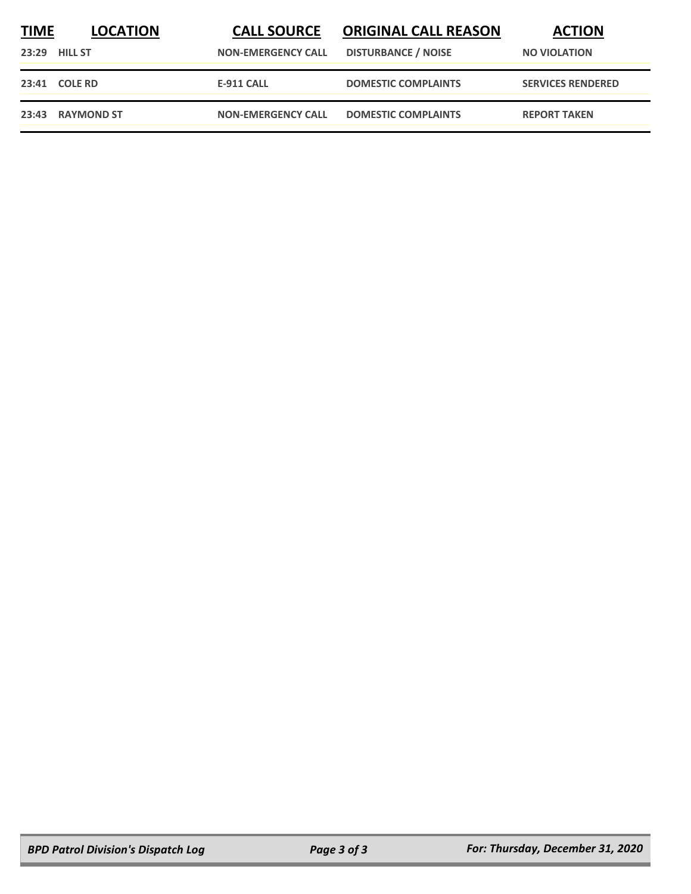| TIME | LOCATION | CALL SOURCE | ORIGINAL CALL REASON | ACTION |
|---|---|---|---|---|
| 23:29 | HILL ST | NON-EMERGENCY CALL | DISTURBANCE / NOISE | NO VIOLATION |
| 23:41 | COLE RD | E-911 CALL | DOMESTIC COMPLAINTS | SERVICES RENDERED |
| 23:43 | RAYMOND ST | NON-EMERGENCY CALL | DOMESTIC COMPLAINTS | REPORT TAKEN |